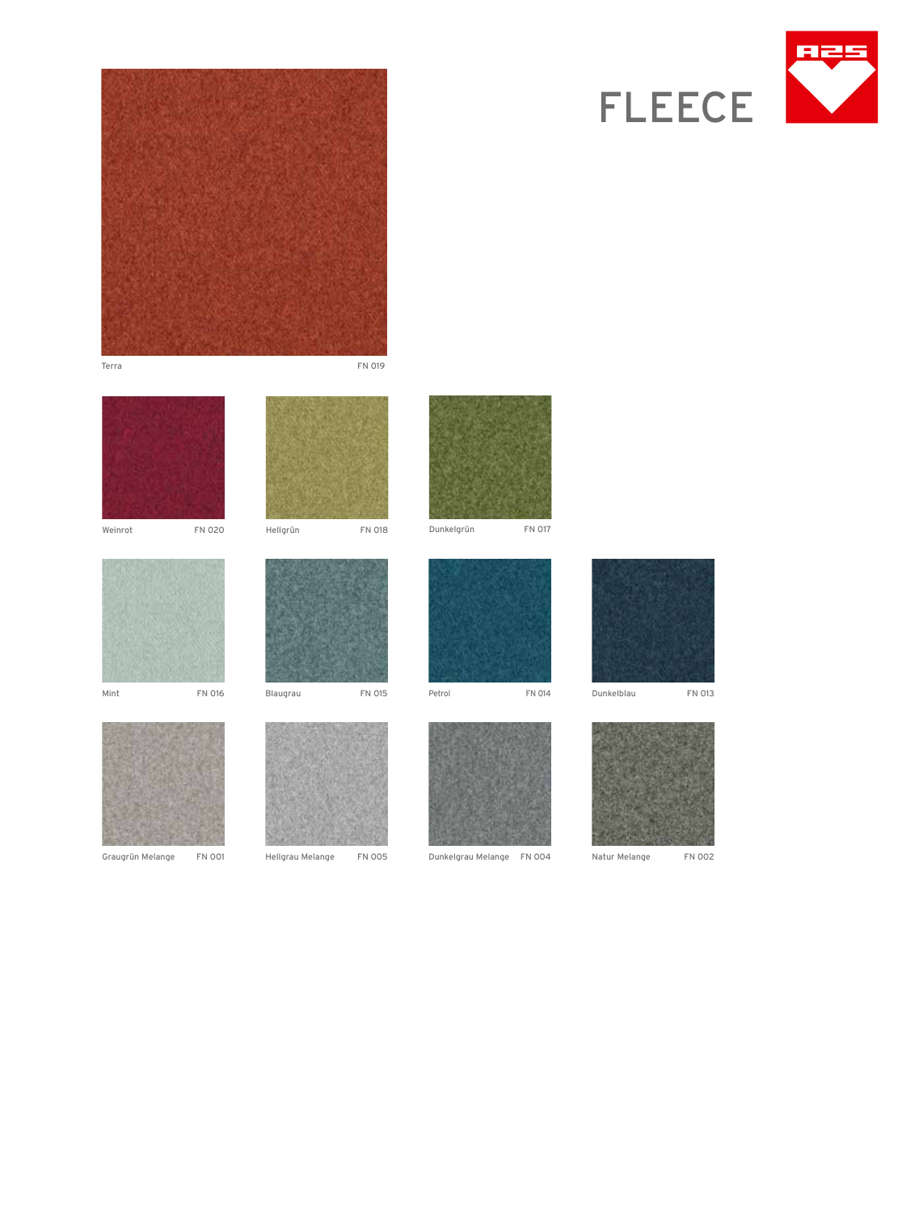# FLEECE

Terra FN 019

Weinrot FN 020

Hellgrün FN 018

Dunkelgrün FN 017

Mint FN 016

Blaugrau FN 015

Petrol FN 014

Dunkelblau FN 013

Graugrün Melange FN 001

Hellgrau Melange FN 005

Dunkelgrau Melange FN 004

Natur Melange FN 002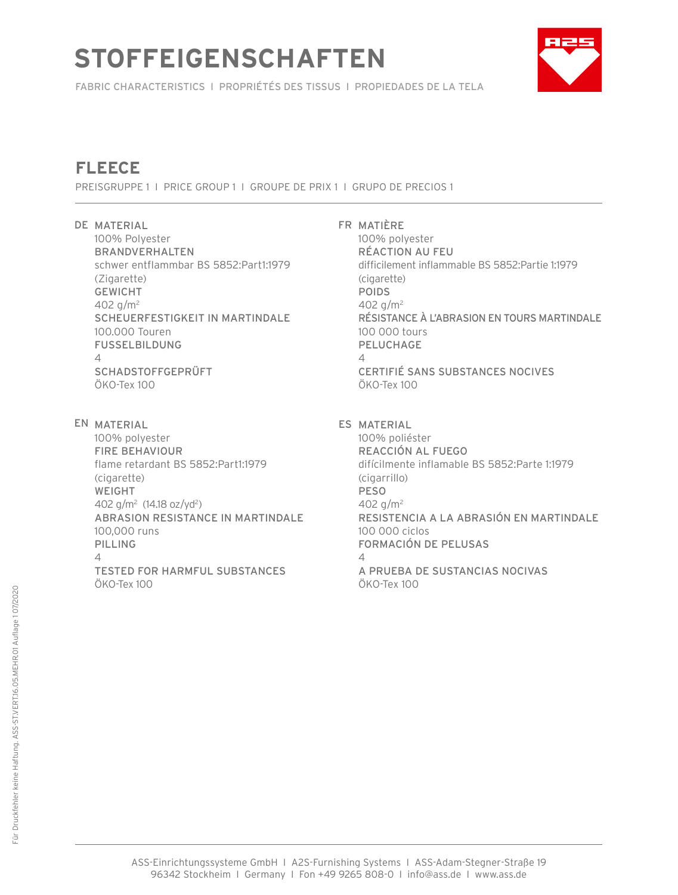# STOFFEIGENSCHAFTEN

FABRIC CHARACTERISTICS I PROPRIÉTÉS DES TISSUS I PROPIEDADES DE LA TELA

## FLEECE

PREISGRUPPE 1 I PRICE GROUP 1 I GROUPE DE PRIX 1 I GRUPO DE PRECIOS 1

---

**DE**

MATERIAL
100% Polyester
BRANDVERHALTEN
schwer entflammbar BS 5852:Part1:1979 (Zigarette)
GEWICHT
402 g/m$^2$
SCHEUERFESTIGKEIT IN MARTINDALE
100.000 Touren
FUSSELBILDUNG
4
SCHADSTOFFGEPRÜFT
ÖKO-Tex 100

**FR**

MATIÈRE
100% polyester
RÉACTION AU FEU
difficilement inflammable BS 5852:Partie 1:1979 (cigarette)
POIDS
402 g/m$^2$
RÉSISTANCE À L'ABRASION EN TOURS MARTINDALE
100 000 tours
PELUCHAGE
4
CERTIFIÉ SANS SUBSTANCES NOCIVES
ÖKO-Tex 100

**EN**

MATERIAL
100% polyester
FIRE BEHAVIOUR
flame retardant BS 5852:Part1:1979 (cigarette)
WEIGHT
402 g/m$^2$ (14.18 oz/yd$^2$)
ABRASION RESISTANCE IN MARTINDALE
100,000 runs
PILLING
4
TESTED FOR HARMFUL SUBSTANCES
ÖKO-Tex 100

**ES**

MATERIAL
100% poliéster
REACCIÓN AL FUEGO
difícilmente inflamable BS 5852:Parte 1:1979 (cigarrillo)
PESO
402 g/m$^2$
RESISTENCIA A LA ABRASIÓN EN MARTINDALE
100 000 ciclos
FORMACIÓN DE PELUSAS
4
A PRUEBA DE SUSTANCIAS NOCIVAS
ÖKO-Tex 100

Für Druckfehler keine Haftung. ASS-ST.VERT.16.05.MEHR.01 Auflage 1 07/2020

---

ASS-Einrichtungssysteme GmbH I A2S-Furnishing Systems I ASS-Adam-Stegner-Straße 19
96342 Stockheim I Germany I Fon +49 9265 808-0 I info@ass.de I www.ass.de